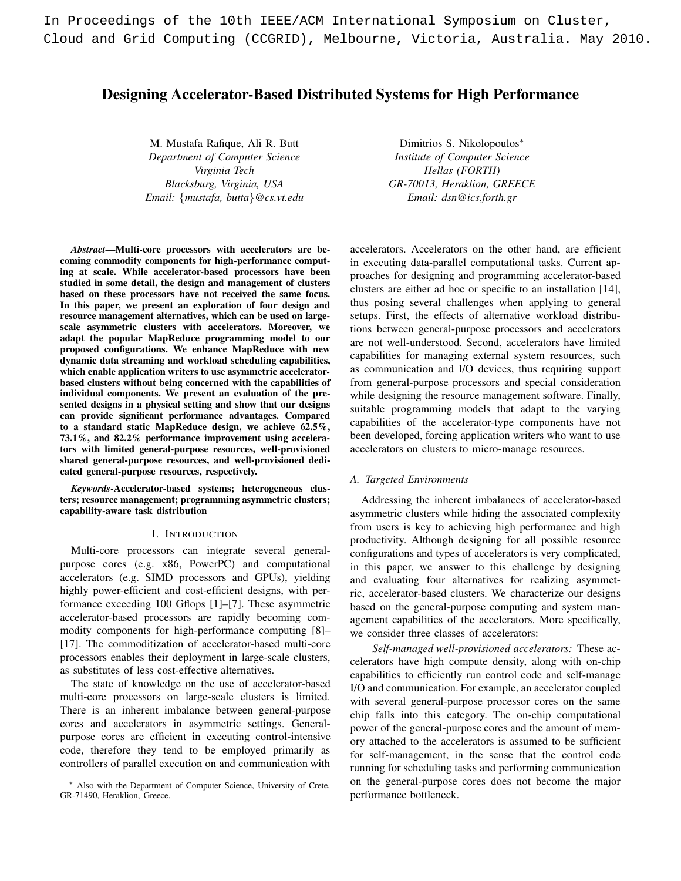In Proceedings of the 10th IEEE/ACM International Symposium on Cluster, Cloud and Grid Computing (CCGRID), Melbourne, Victoria, Australia. May 2010.

# Designing Accelerator-Based Distributed Systems for High Performance

M. Mustafa Rafique, Ali R. Butt
*Department of Computer Science*
*Virginia Tech*
*Blacksburg, Virginia, USA*
*Email: {mustafa, butta}@cs.vt.edu*

Dimitrios S. Nikolopoulos*
*Institute of Computer Science*
*Hellas (FORTH)*
*GR-70013, Heraklion, GREECE*
*Email: dsn@ics.forth.gr*

***Abstract*—Multi-core processors with accelerators are becoming commodity components for high-performance computing at scale. While accelerator-based processors have been studied in some detail, the design and management of clusters based on these processors have not received the same focus. In this paper, we present an exploration of four design and resource management alternatives, which can be used on large-scale asymmetric clusters with accelerators. Moreover, we adapt the popular MapReduce programming model to our proposed configurations. We enhance MapReduce with new dynamic data streaming and workload scheduling capabilities, which enable application writers to use asymmetric accelerator-based clusters without being concerned with the capabilities of individual components. We present an evaluation of the presented designs in a physical setting and show that our designs can provide significant performance advantages. Compared to a standard static MapReduce design, we achieve 62.5%, 73.1%, and 82.2% performance improvement using accelerators with limited general-purpose resources, well-provisioned shared general-purpose resources, and well-provisioned dedicated general-purpose resources, respectively.**

***Keywords*-Accelerator-based systems; heterogeneous clusters; resource management; programming asymmetric clusters; capability-aware task distribution**

## I. Introduction

Multi-core processors can integrate several general-purpose cores (e.g. x86, PowerPC) and computational accelerators (e.g. SIMD processors and GPUs), yielding highly power-efficient and cost-efficient designs, with performance exceeding 100 Gflops [1]–[7]. These asymmetric accelerator-based processors are rapidly becoming commodity components for high-performance computing [8]–[17]. The commoditization of accelerator-based multi-core processors enables their deployment in large-scale clusters, as substitutes of less cost-effective alternatives.

The state of knowledge on the use of accelerator-based multi-core processors on large-scale clusters is limited. There is an inherent imbalance between general-purpose cores and accelerators in asymmetric settings. General-purpose cores are efficient in executing control-intensive code, therefore they tend to be employed primarily as controllers of parallel execution on and communication with accelerators. Accelerators on the other hand, are efficient in executing data-parallel computational tasks. Current approaches for designing and programming accelerator-based clusters are either ad hoc or specific to an installation [14], thus posing several challenges when applying to general setups. First, the effects of alternative workload distributions between general-purpose processors and accelerators are not well-understood. Second, accelerators have limited capabilities for managing external system resources, such as communication and I/O devices, thus requiring support from general-purpose processors and special consideration while designing the resource management software. Finally, suitable programming models that adapt to the varying capabilities of the accelerator-type components have not been developed, forcing application writers who want to use accelerators on clusters to micro-manage resources.

### A. Targeted Environments

Addressing the inherent imbalances of accelerator-based asymmetric clusters while hiding the associated complexity from users is key to achieving high performance and high productivity. Although designing for all possible resource configurations and types of accelerators is very complicated, in this paper, we answer to this challenge by designing and evaluating four alternatives for realizing asymmetric, accelerator-based clusters. We characterize our designs based on the general-purpose computing and system management capabilities of the accelerators. More specifically, we consider three classes of accelerators:

*Self-managed well-provisioned accelerators:* These accelerators have high compute density, along with on-chip capabilities to efficiently run control code and self-manage I/O and communication. For example, an accelerator coupled with several general-purpose processor cores on the same chip falls into this category. The on-chip computational power of the general-purpose cores and the amount of memory attached to the accelerators is assumed to be sufficient for self-management, in the sense that the control code running for scheduling tasks and performing communication on the general-purpose cores does not become the major performance bottleneck.

* Also with the Department of Computer Science, University of Crete, GR-71490, Heraklion, Greece.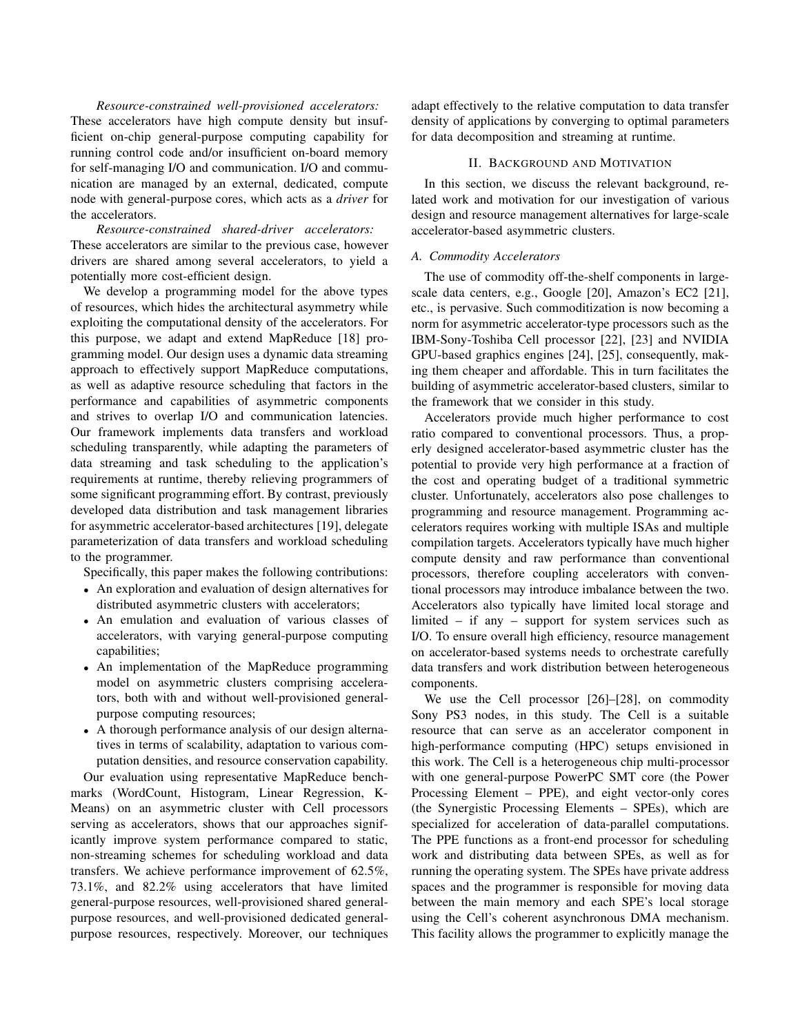*Resource-constrained well-provisioned accelerators:* These accelerators have high compute density but insufficient on-chip general-purpose computing capability for running control code and/or insufficient on-board memory for self-managing I/O and communication. I/O and communication are managed by an external, dedicated, compute node with general-purpose cores, which acts as a *driver* for the accelerators.

*Resource-constrained shared-driver accelerators:* These accelerators are similar to the previous case, however drivers are shared among several accelerators, to yield a potentially more cost-efficient design.

We develop a programming model for the above types of resources, which hides the architectural asymmetry while exploiting the computational density of the accelerators. For this purpose, we adapt and extend MapReduce [18] programming model. Our design uses a dynamic data streaming approach to effectively support MapReduce computations, as well as adaptive resource scheduling that factors in the performance and capabilities of asymmetric components and strives to overlap I/O and communication latencies. Our framework implements data transfers and workload scheduling transparently, while adapting the parameters of data streaming and task scheduling to the application's requirements at runtime, thereby relieving programmers of some significant programming effort. By contrast, previously developed data distribution and task management libraries for asymmetric accelerator-based architectures [19], delegate parameterization of data transfers and workload scheduling to the programmer.

Specifically, this paper makes the following contributions:

- An exploration and evaluation of design alternatives for distributed asymmetric clusters with accelerators;
- An emulation and evaluation of various classes of accelerators, with varying general-purpose computing capabilities;
- An implementation of the MapReduce programming model on asymmetric clusters comprising accelerators, both with and without well-provisioned general-purpose computing resources;
- A thorough performance analysis of our design alternatives in terms of scalability, adaptation to various computation densities, and resource conservation capability.

Our evaluation using representative MapReduce benchmarks (WordCount, Histogram, Linear Regression, K-Means) on an asymmetric cluster with Cell processors serving as accelerators, shows that our approaches significantly improve system performance compared to static, non-streaming schemes for scheduling workload and data transfers. We achieve performance improvement of 62.5%, 73.1%, and 82.2% using accelerators that have limited general-purpose resources, well-provisioned shared general-purpose resources, and well-provisioned dedicated general-purpose resources, respectively. Moreover, our techniques adapt effectively to the relative computation to data transfer density of applications by converging to optimal parameters for data decomposition and streaming at runtime.

## II. Background and Motivation

In this section, we discuss the relevant background, related work and motivation for our investigation of various design and resource management alternatives for large-scale accelerator-based asymmetric clusters.

### A. Commodity Accelerators

The use of commodity off-the-shelf components in large-scale data centers, e.g., Google [20], Amazon's EC2 [21], etc., is pervasive. Such commoditization is now becoming a norm for asymmetric accelerator-type processors such as the IBM-Sony-Toshiba Cell processor [22], [23] and NVIDIA GPU-based graphics engines [24], [25], consequently, making them cheaper and affordable. This in turn facilitates the building of asymmetric accelerator-based clusters, similar to the framework that we consider in this study.

Accelerators provide much higher performance to cost ratio compared to conventional processors. Thus, a properly designed accelerator-based asymmetric cluster has the potential to provide very high performance at a fraction of the cost and operating budget of a traditional symmetric cluster. Unfortunately, accelerators also pose challenges to programming and resource management. Programming accelerators requires working with multiple ISAs and multiple compilation targets. Accelerators typically have much higher compute density and raw performance than conventional processors, therefore coupling accelerators with conventional processors may introduce imbalance between the two. Accelerators also typically have limited local storage and limited – if any – support for system services such as I/O. To ensure overall high efficiency, resource management on accelerator-based systems needs to orchestrate carefully data transfers and work distribution between heterogeneous components.

We use the Cell processor [26]–[28], on commodity Sony PS3 nodes, in this study. The Cell is a suitable resource that can serve as an accelerator component in high-performance computing (HPC) setups envisioned in this work. The Cell is a heterogeneous chip multi-processor with one general-purpose PowerPC SMT core (the Power Processing Element – PPE), and eight vector-only cores (the Synergistic Processing Elements – SPEs), which are specialized for acceleration of data-parallel computations. The PPE functions as a front-end processor for scheduling work and distributing data between SPEs, as well as for running the operating system. The SPEs have private address spaces and the programmer is responsible for moving data between the main memory and each SPE's local storage using the Cell's coherent asynchronous DMA mechanism. This facility allows the programmer to explicitly manage the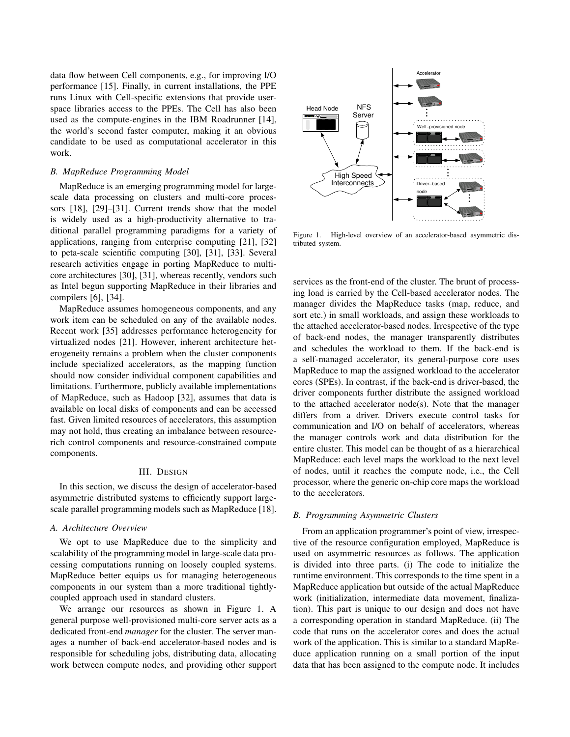data flow between Cell components, e.g., for improving I/O performance [15]. Finally, in current installations, the PPE runs Linux with Cell-specific extensions that provide user-space libraries access to the PPEs. The Cell has also been used as the compute-engines in the IBM Roadrunner [14], the world's second faster computer, making it an obvious candidate to be used as computational accelerator in this work.

### *B. MapReduce Programming Model*

MapReduce is an emerging programming model for large-scale data processing on clusters and multi-core processors [18], [29]–[31]. Current trends show that the model is widely used as a high-productivity alternative to traditional parallel programming paradigms for a variety of applications, ranging from enterprise computing [21], [32] to peta-scale scientific computing [30], [31], [33]. Several research activities engage in porting MapReduce to multi-core architectures [30], [31], whereas recently, vendors such as Intel begun supporting MapReduce in their libraries and compilers [6], [34].

MapReduce assumes homogeneous components, and any work item can be scheduled on any of the available nodes. Recent work [35] addresses performance heterogeneity for virtualized nodes [21]. However, inherent architecture heterogeneity remains a problem when the cluster components include specialized accelerators, as the mapping function should now consider individual component capabilities and limitations. Furthermore, publicly available implementations of MapReduce, such as Hadoop [32], assumes that data is available on local disks of components and can be accessed fast. Given limited resources of accelerators, this assumption may not hold, thus creating an imbalance between resource-rich control components and resource-constrained compute components.

## III. Design

In this section, we discuss the design of accelerator-based asymmetric distributed systems to efficiently support large-scale parallel programming models such as MapReduce [18].

### *A. Architecture Overview*

We opt to use MapReduce due to the simplicity and scalability of the programming model in large-scale data processing computations running on loosely coupled systems. MapReduce better equips us for managing heterogeneous components in our system than a more traditional tightly-coupled approach used in standard clusters.

We arrange our resources as shown in Figure 1. A general purpose well-provisioned multi-core server acts as a dedicated front-end *manager* for the cluster. The server manages a number of back-end accelerator-based nodes and is responsible for scheduling jobs, distributing data, allocating work between compute nodes, and providing other support services as the front-end of the cluster. The brunt of processing load is carried by the Cell-based accelerator nodes. The manager divides the MapReduce tasks (map, reduce, and sort etc.) in small workloads, and assign these workloads to the attached accelerator-based nodes. Irrespective of the type of back-end nodes, the manager transparently distributes and schedules the workload to them. If the back-end is a self-managed accelerator, its general-purpose core uses MapReduce to map the assigned workload to the accelerator cores (SPEs). In contrast, if the back-end is driver-based, the driver components further distribute the assigned workload to the attached accelerator node(s). Note that the manager differs from a driver. Drivers execute control tasks for communication and I/O on behalf of accelerators, whereas the manager controls work and data distribution for the entire cluster. This model can be thought of as a hierarchical MapReduce: each level maps the workload to the next level of nodes, until it reaches the compute node, i.e., the Cell processor, where the generic on-chip core maps the workload to the accelerators.

Figure 1. High-level overview of an accelerator-based asymmetric distributed system.

### *B. Programming Asymmetric Clusters*

From an application programmer's point of view, irrespective of the resource configuration employed, MapReduce is used on asymmetric resources as follows. The application is divided into three parts. (i) The code to initialize the runtime environment. This corresponds to the time spent in a MapReduce application but outside of the actual MapReduce work (initialization, intermediate data movement, finalization). This part is unique to our design and does not have a corresponding operation in standard MapReduce. (ii) The code that runs on the accelerator cores and does the actual work of the application. This is similar to a standard MapReduce application running on a small portion of the input data that has been assigned to the compute node. It includes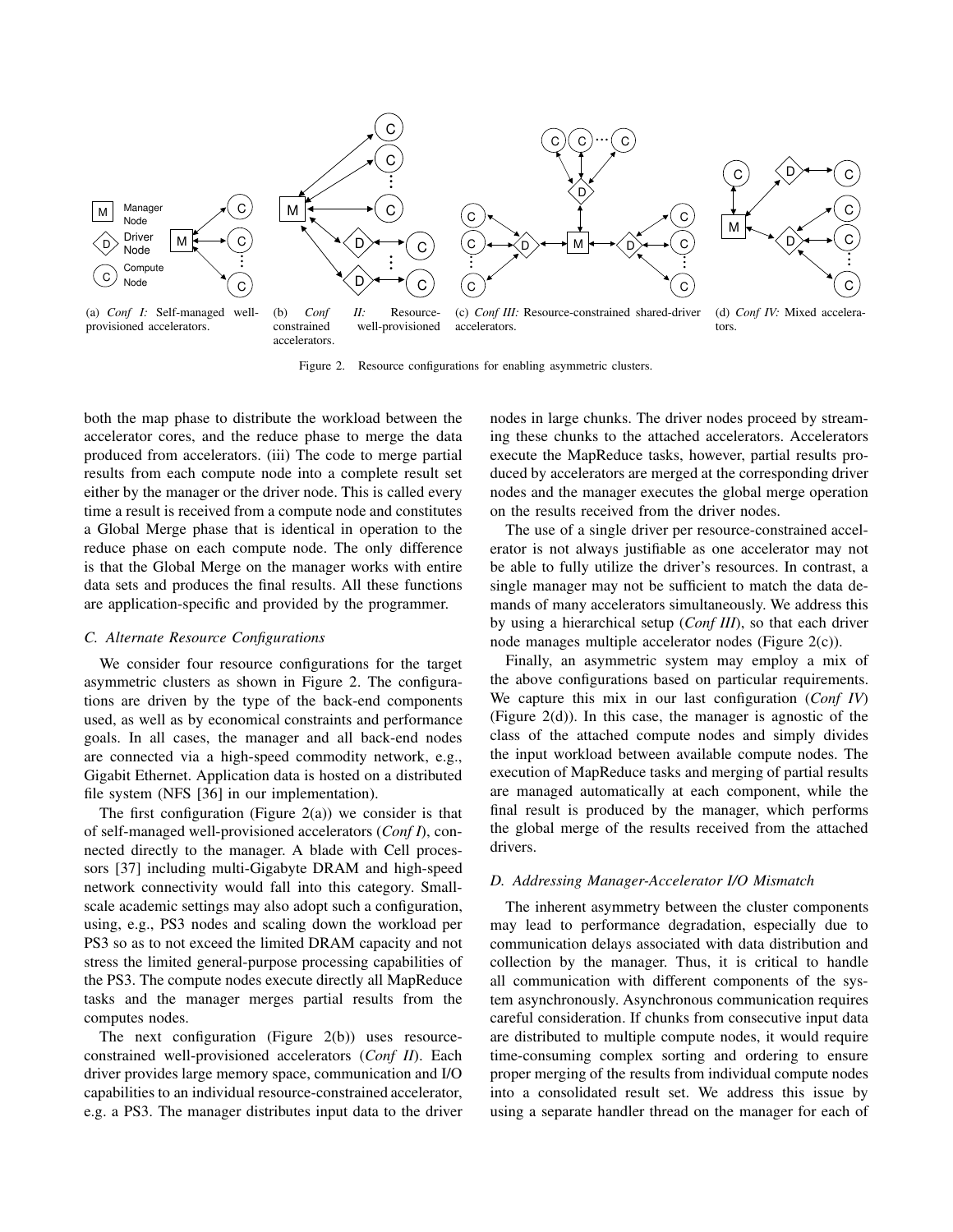(a) *Conf I:* Self-managed well-provisioned accelerators.

(b) *Conf II:* Resource-constrained well-provisioned accelerators.

(c) *Conf III:* Resource-constrained shared-driver accelerators.

(d) *Conf IV:* Mixed accelerators.

Figure 2. Resource configurations for enabling asymmetric clusters.

both the map phase to distribute the workload between the accelerator cores, and the reduce phase to merge the data produced from accelerators. (iii) The code to merge partial results from each compute node into a complete result set either by the manager or the driver node. This is called every time a result is received from a compute node and constitutes a Global Merge phase that is identical in operation to the reduce phase on each compute node. The only difference is that the Global Merge on the manager works with entire data sets and produces the final results. All these functions are application-specific and provided by the programmer.

### C. Alternate Resource Configurations

We consider four resource configurations for the target asymmetric clusters as shown in Figure 2. The configurations are driven by the type of the back-end components used, as well as by economical constraints and performance goals. In all cases, the manager and all back-end nodes are connected via a high-speed commodity network, e.g., Gigabit Ethernet. Application data is hosted on a distributed file system (NFS [36] in our implementation).

The first configuration (Figure 2(a)) we consider is that of self-managed well-provisioned accelerators (*Conf I*), connected directly to the manager. A blade with Cell processors [37] including multi-Gigabyte DRAM and high-speed network connectivity would fall into this category. Small-scale academic settings may also adopt such a configuration, using, e.g., PS3 nodes and scaling down the workload per PS3 so as to not exceed the limited DRAM capacity and not stress the limited general-purpose processing capabilities of the PS3. The compute nodes execute directly all MapReduce tasks and the manager merges partial results from the computes nodes.

The next configuration (Figure 2(b)) uses resource-constrained well-provisioned accelerators (*Conf II*). Each driver provides large memory space, communication and I/O capabilities to an individual resource-constrained accelerator, e.g. a PS3. The manager distributes input data to the driver nodes in large chunks. The driver nodes proceed by streaming these chunks to the attached accelerators. Accelerators execute the MapReduce tasks, however, partial results produced by accelerators are merged at the corresponding driver nodes and the manager executes the global merge operation on the results received from the driver nodes.

The use of a single driver per resource-constrained accelerator is not always justifiable as one accelerator may not be able to fully utilize the driver's resources. In contrast, a single manager may not be sufficient to match the data demands of many accelerators simultaneously. We address this by using a hierarchical setup (*Conf III*), so that each driver node manages multiple accelerator nodes (Figure 2(c)).

Finally, an asymmetric system may employ a mix of the above configurations based on particular requirements. We capture this mix in our last configuration (*Conf IV*) (Figure 2(d)). In this case, the manager is agnostic of the class of the attached compute nodes and simply divides the input workload between available compute nodes. The execution of MapReduce tasks and merging of partial results are managed automatically at each component, while the final result is produced by the manager, which performs the global merge of the results received from the attached drivers.

### D. Addressing Manager-Accelerator I/O Mismatch

The inherent asymmetry between the cluster components may lead to performance degradation, especially due to communication delays associated with data distribution and collection by the manager. Thus, it is critical to handle all communication with different components of the system asynchronously. Asynchronous communication requires careful consideration. If chunks from consecutive input data are distributed to multiple compute nodes, it would require time-consuming complex sorting and ordering to ensure proper merging of the results from individual compute nodes into a consolidated result set. We address this issue by using a separate handler thread on the manager for each of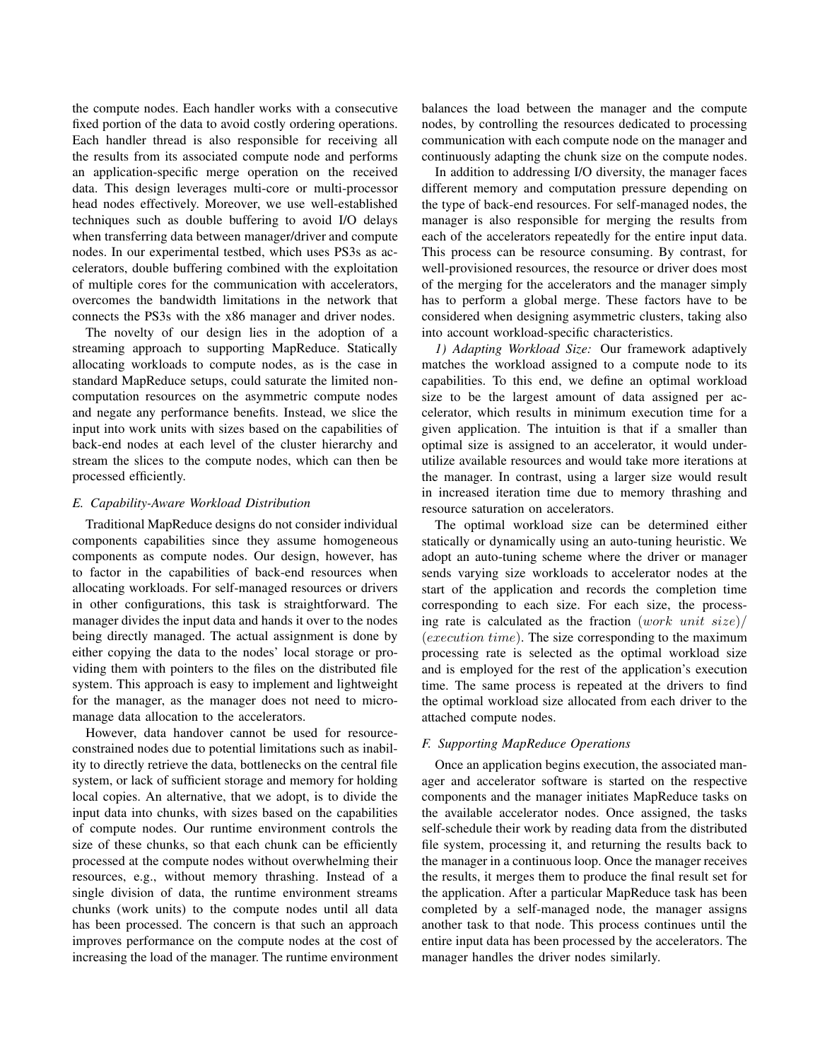the compute nodes. Each handler works with a consecutive fixed portion of the data to avoid costly ordering operations. Each handler thread is also responsible for receiving all the results from its associated compute node and performs an application-specific merge operation on the received data. This design leverages multi-core or multi-processor head nodes effectively. Moreover, we use well-established techniques such as double buffering to avoid I/O delays when transferring data between manager/driver and compute nodes. In our experimental testbed, which uses PS3s as accelerators, double buffering combined with the exploitation of multiple cores for the communication with accelerators, overcomes the bandwidth limitations in the network that connects the PS3s with the x86 manager and driver nodes.

The novelty of our design lies in the adoption of a streaming approach to supporting MapReduce. Statically allocating workloads to compute nodes, as is the case in standard MapReduce setups, could saturate the limited non-computation resources on the asymmetric compute nodes and negate any performance benefits. Instead, we slice the input into work units with sizes based on the capabilities of back-end nodes at each level of the cluster hierarchy and stream the slices to the compute nodes, which can then be processed efficiently.

### E. Capability-Aware Workload Distribution

Traditional MapReduce designs do not consider individual components capabilities since they assume homogeneous components as compute nodes. Our design, however, has to factor in the capabilities of back-end resources when allocating workloads. For self-managed resources or drivers in other configurations, this task is straightforward. The manager divides the input data and hands it over to the nodes being directly managed. The actual assignment is done by either copying the data to the nodes' local storage or providing them with pointers to the files on the distributed file system. This approach is easy to implement and lightweight for the manager, as the manager does not need to micro-manage data allocation to the accelerators.

However, data handover cannot be used for resource-constrained nodes due to potential limitations such as inability to directly retrieve the data, bottlenecks on the central file system, or lack of sufficient storage and memory for holding local copies. An alternative, that we adopt, is to divide the input data into chunks, with sizes based on the capabilities of compute nodes. Our runtime environment controls the size of these chunks, so that each chunk can be efficiently processed at the compute nodes without overwhelming their resources, e.g., without memory thrashing. Instead of a single division of data, the runtime environment streams chunks (work units) to the compute nodes until all data has been processed. The concern is that such an approach improves performance on the compute nodes at the cost of increasing the load of the manager. The runtime environment balances the load between the manager and the compute nodes, by controlling the resources dedicated to processing communication with each compute node on the manager and continuously adapting the chunk size on the compute nodes.

In addition to addressing I/O diversity, the manager faces different memory and computation pressure depending on the type of back-end resources. For self-managed nodes, the manager is also responsible for merging the results from each of the accelerators repeatedly for the entire input data. This process can be resource consuming. By contrast, for well-provisioned resources, the resource or driver does most of the merging for the accelerators and the manager simply has to perform a global merge. These factors have to be considered when designing asymmetric clusters, taking also into account workload-specific characteristics.

*1) Adapting Workload Size:* Our framework adaptively matches the workload assigned to a compute node to its capabilities. To this end, we define an optimal workload size to be the largest amount of data assigned per accelerator, which results in minimum execution time for a given application. The intuition is that if a smaller than optimal size is assigned to an accelerator, it would under-utilize available resources and would take more iterations at the manager. In contrast, using a larger size would result in increased iteration time due to memory thrashing and resource saturation on accelerators.

The optimal workload size can be determined either statically or dynamically using an auto-tuning heuristic. We adopt an auto-tuning scheme where the driver or manager sends varying size workloads to accelerator nodes at the start of the application and records the completion time corresponding to each size. For each size, the processing rate is calculated as the fraction $(work\ unit\ size)/(execution\ time)$. The size corresponding to the maximum processing rate is selected as the optimal workload size and is employed for the rest of the application's execution time. The same process is repeated at the drivers to find the optimal workload size allocated from each driver to the attached compute nodes.

### F. Supporting MapReduce Operations

Once an application begins execution, the associated manager and accelerator software is started on the respective components and the manager initiates MapReduce tasks on the available accelerator nodes. Once assigned, the tasks self-schedule their work by reading data from the distributed file system, processing it, and returning the results back to the manager in a continuous loop. Once the manager receives the results, it merges them to produce the final result set for the application. After a particular MapReduce task has been completed by a self-managed node, the manager assigns another task to that node. This process continues until the entire input data has been processed by the accelerators. The manager handles the driver nodes similarly.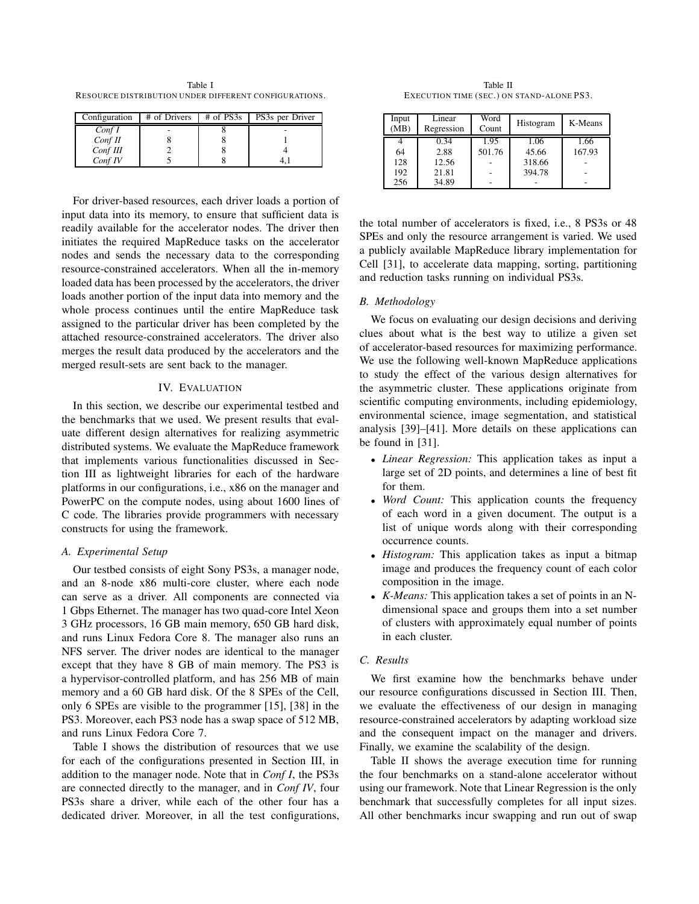Table I
RESOURCE DISTRIBUTION UNDER DIFFERENT CONFIGURATIONS.

| Configuration | # of Drivers | # of PS3s | PS3s per Driver |
|---|---|---|---|
| *Conf I* | - | 8 | - |
| *Conf II* | 8 | 8 | 1 |
| *Conf III* | 2 | 8 | 4 |
| *Conf IV* | 5 | 8 | 4,1 |

For driver-based resources, each driver loads a portion of input data into its memory, to ensure that sufficient data is readily available for the accelerator nodes. The driver then initiates the required MapReduce tasks on the accelerator nodes and sends the necessary data to the corresponding resource-constrained accelerators. When all the in-memory loaded data has been processed by the accelerators, the driver loads another portion of the input data into memory and the whole process continues until the entire MapReduce task assigned to the particular driver has been completed by the attached resource-constrained accelerators. The driver also merges the result data produced by the accelerators and the merged result-sets are sent back to the manager.

## IV. EVALUATION

In this section, we describe our experimental testbed and the benchmarks that we used. We present results that evaluate different design alternatives for realizing asymmetric distributed systems. We evaluate the MapReduce framework that implements various functionalities discussed in Section III as lightweight libraries for each of the hardware platforms in our configurations, i.e., x86 on the manager and PowerPC on the compute nodes, using about 1600 lines of C code. The libraries provide programmers with necessary constructs for using the framework.

### A. Experimental Setup

Our testbed consists of eight Sony PS3s, a manager node, and an 8-node x86 multi-core cluster, where each node can serve as a driver. All components are connected via 1 Gbps Ethernet. The manager has two quad-core Intel Xeon 3 GHz processors, 16 GB main memory, 650 GB hard disk, and runs Linux Fedora Core 8. The manager also runs an NFS server. The driver nodes are identical to the manager except that they have 8 GB of main memory. The PS3 is a hypervisor-controlled platform, and has 256 MB of main memory and a 60 GB hard disk. Of the 8 SPEs of the Cell, only 6 SPEs are visible to the programmer [15], [38] in the PS3. Moreover, each PS3 node has a swap space of 512 MB, and runs Linux Fedora Core 7.

Table I shows the distribution of resources that we use for each of the configurations presented in Section III, in addition to the manager node. Note that in *Conf I*, the PS3s are connected directly to the manager, and in *Conf IV*, four PS3s share a driver, while each of the other four has a dedicated driver. Moreover, in all the test configurations, the total number of accelerators is fixed, i.e., 8 PS3s or 48 SPEs and only the resource arrangement is varied. We used a publicly available MapReduce library implementation for Cell [31], to accelerate data mapping, sorting, partitioning and reduction tasks running on individual PS3s.

Table II
EXECUTION TIME (SEC.) ON STAND-ALONE PS3.

| Input (MB) | Linear Regression | Word Count | Histogram | K-Means |
|---|---|---|---|---|
| 4 | 0.34 | 1.95 | 1.06 | 1.66 |
| 64 | 2.88 | 501.76 | 45.66 | 167.93 |
| 128 | 12.56 | - | 318.66 | - |
| 192 | 21.81 | - | 394.78 | - |
| 256 | 34.89 | - | - | - |

### B. Methodology

We focus on evaluating our design decisions and deriving clues about what is the best way to utilize a given set of accelerator-based resources for maximizing performance. We use the following well-known MapReduce applications to study the effect of the various design alternatives for the asymmetric cluster. These applications originate from scientific computing environments, including epidemiology, environmental science, image segmentation, and statistical analysis [39]–[41]. More details on these applications can be found in [31].

- *Linear Regression:* This application takes as input a large set of 2D points, and determines a line of best fit for them.
- *Word Count:* This application counts the frequency of each word in a given document. The output is a list of unique words along with their corresponding occurrence counts.
- *Histogram:* This application takes as input a bitmap image and produces the frequency count of each color composition in the image.
- *K-Means:* This application takes a set of points in an N-dimensional space and groups them into a set number of clusters with approximately equal number of points in each cluster.

### C. Results

We first examine how the benchmarks behave under our resource configurations discussed in Section III. Then, we evaluate the effectiveness of our design in managing resource-constrained accelerators by adapting workload size and the consequent impact on the manager and drivers. Finally, we examine the scalability of the design.

Table II shows the average execution time for running the four benchmarks on a stand-alone accelerator without using our framework. Note that Linear Regression is the only benchmark that successfully completes for all input sizes. All other benchmarks incur swapping and run out of swap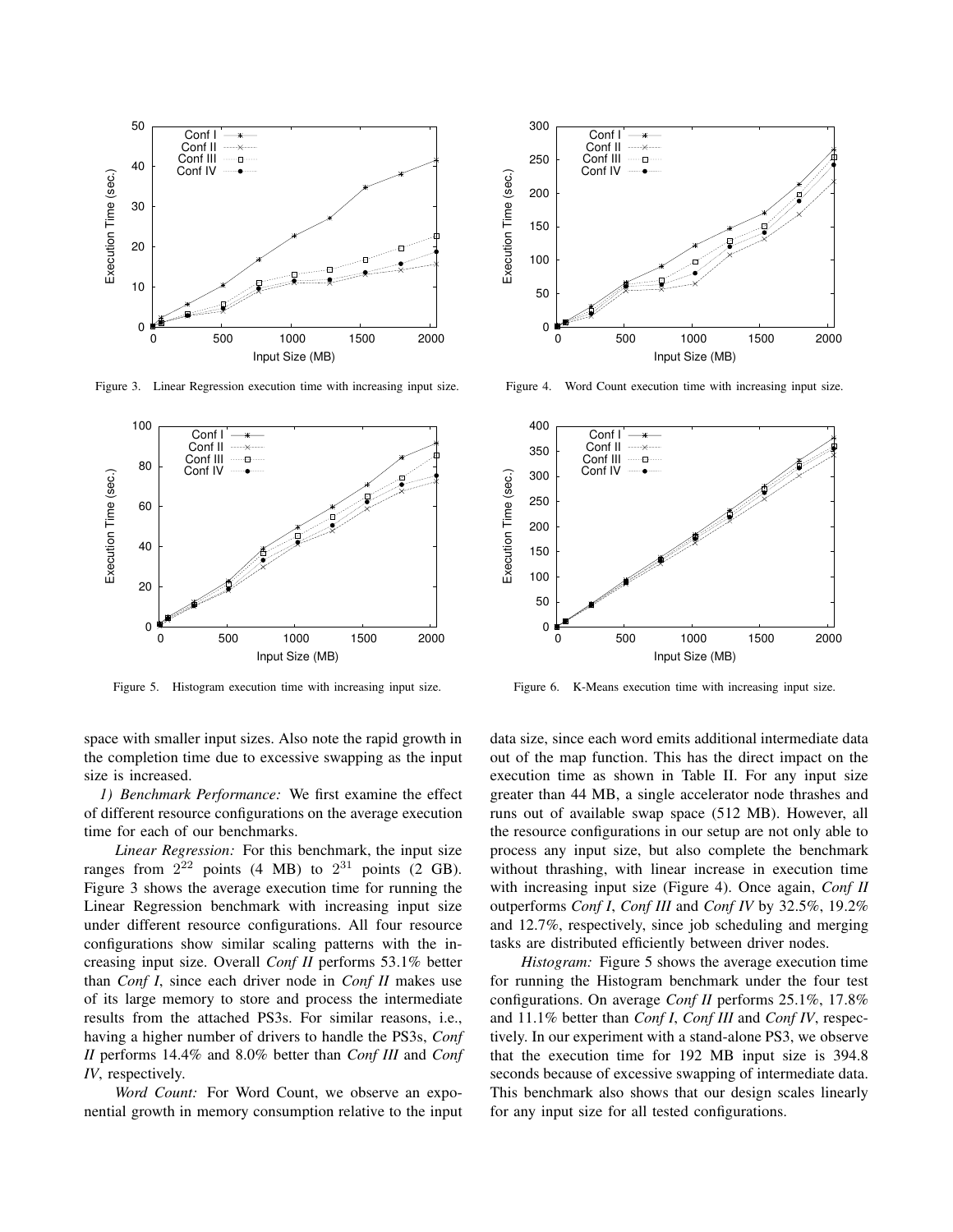Figure 3. Linear Regression execution time with increasing input size.

Figure 4. Word Count execution time with increasing input size.

Figure 5. Histogram execution time with increasing input size.

Figure 6. K-Means execution time with increasing input size.

space with smaller input sizes. Also note the rapid growth in the completion time due to excessive swapping as the input size is increased.

*1) Benchmark Performance:* We first examine the effect of different resource configurations on the average execution time for each of our benchmarks.

*Linear Regression:* For this benchmark, the input size ranges from $2^{22}$ points (4 MB) to $2^{31}$ points (2 GB). Figure 3 shows the average execution time for running the Linear Regression benchmark with increasing input size under different resource configurations. All four resource configurations show similar scaling patterns with the increasing input size. Overall *Conf II* performs 53.1% better than *Conf I*, since each driver node in *Conf II* makes use of its large memory to store and process the intermediate results from the attached PS3s. For similar reasons, i.e., having a higher number of drivers to handle the PS3s, *Conf II* performs 14.4% and 8.0% better than *Conf III* and *Conf IV*, respectively.

*Word Count:* For Word Count, we observe an exponential growth in memory consumption relative to the input data size, since each word emits additional intermediate data out of the map function. This has the direct impact on the execution time as shown in Table II. For any input size greater than 44 MB, a single accelerator node thrashes and runs out of available swap space (512 MB). However, all the resource configurations in our setup are not only able to process any input size, but also complete the benchmark without thrashing, with linear increase in execution time with increasing input size (Figure 4). Once again, *Conf II* outperforms *Conf I*, *Conf III* and *Conf IV* by 32.5%, 19.2% and 12.7%, respectively, since job scheduling and merging tasks are distributed efficiently between driver nodes.

*Histogram:* Figure 5 shows the average execution time for running the Histogram benchmark under the four test configurations. On average *Conf II* performs 25.1%, 17.8% and 11.1% better than *Conf I*, *Conf III* and *Conf IV*, respectively. In our experiment with a stand-alone PS3, we observe that the execution time for 192 MB input size is 394.8 seconds because of excessive swapping of intermediate data. This benchmark also shows that our design scales linearly for any input size for all tested configurations.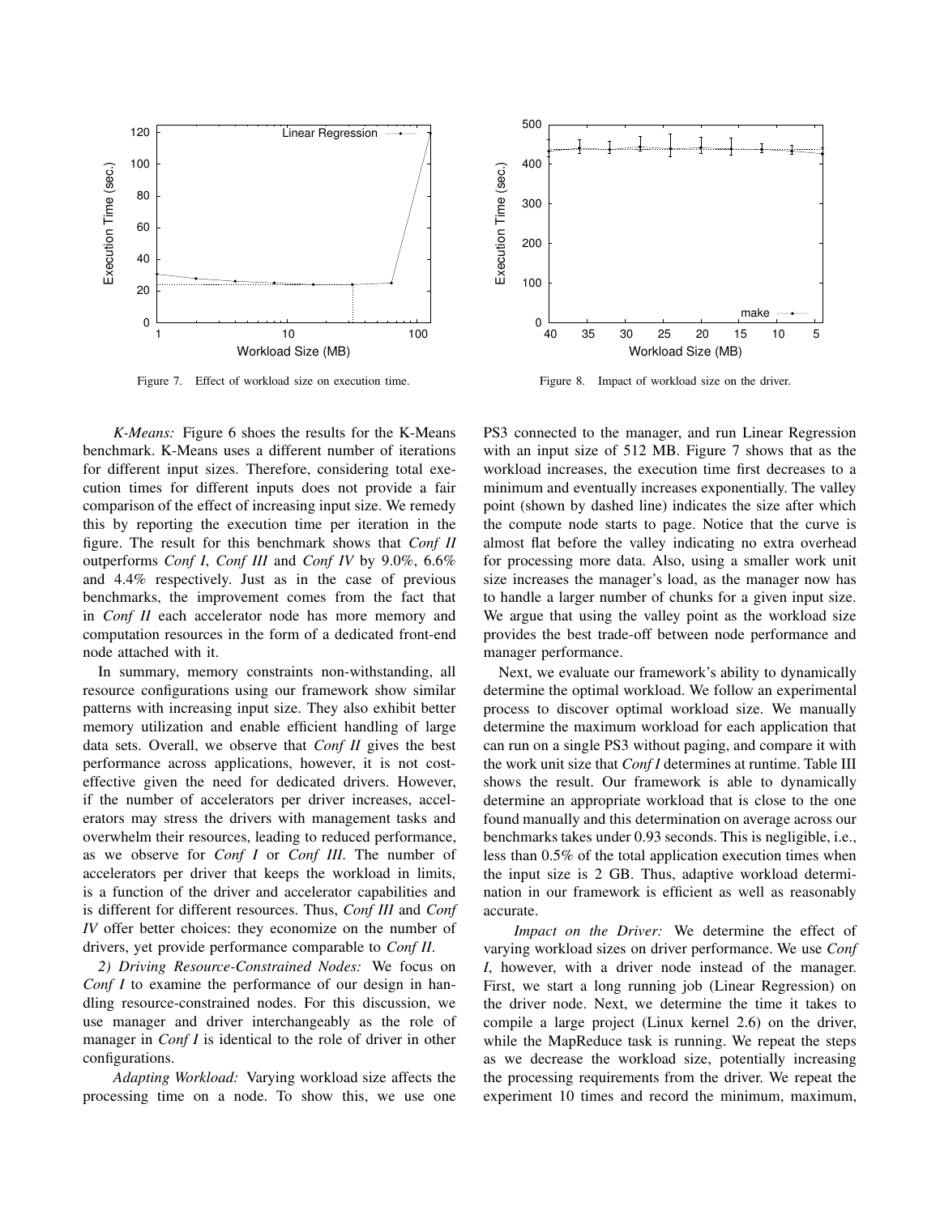Figure 7. Effect of workload size on execution time.

Figure 8. Impact of workload size on the driver.

*K-Means:* Figure 6 shoes the results for the K-Means benchmark. K-Means uses a different number of iterations for different input sizes. Therefore, considering total execution times for different inputs does not provide a fair comparison of the effect of increasing input size. We remedy this by reporting the execution time per iteration in the figure. The result for this benchmark shows that *Conf II* outperforms *Conf I*, *Conf III* and *Conf IV* by 9.0%, 6.6% and 4.4% respectively. Just as in the case of previous benchmarks, the improvement comes from the fact that in *Conf II* each accelerator node has more memory and computation resources in the form of a dedicated front-end node attached with it.

In summary, memory constraints non-withstanding, all resource configurations using our framework show similar patterns with increasing input size. They also exhibit better memory utilization and enable efficient handling of large data sets. Overall, we observe that *Conf II* gives the best performance across applications, however, it is not cost-effective given the need for dedicated drivers. However, if the number of accelerators per driver increases, accelerators may stress the drivers with management tasks and overwhelm their resources, leading to reduced performance, as we observe for *Conf I* or *Conf III*. The number of accelerators per driver that keeps the workload in limits, is a function of the driver and accelerator capabilities and is different for different resources. Thus, *Conf III* and *Conf IV* offer better choices: they economize on the number of drivers, yet provide performance comparable to *Conf II*.

*2) Driving Resource-Constrained Nodes:* We focus on *Conf I* to examine the performance of our design in handling resource-constrained nodes. For this discussion, we use manager and driver interchangeably as the role of manager in *Conf I* is identical to the role of driver in other configurations.

*Adapting Workload:* Varying workload size affects the processing time on a node. To show this, we use one PS3 connected to the manager, and run Linear Regression with an input size of 512 MB. Figure 7 shows that as the workload increases, the execution time first decreases to a minimum and eventually increases exponentially. The valley point (shown by dashed line) indicates the size after which the compute node starts to page. Notice that the curve is almost flat before the valley indicating no extra overhead for processing more data. Also, using a smaller work unit size increases the manager's load, as the manager now has to handle a larger number of chunks for a given input size. We argue that using the valley point as the workload size provides the best trade-off between node performance and manager performance.

Next, we evaluate our framework's ability to dynamically determine the optimal workload. We follow an experimental process to discover optimal workload size. We manually determine the maximum workload for each application that can run on a single PS3 without paging, and compare it with the work unit size that *Conf I* determines at runtime. Table III shows the result. Our framework is able to dynamically determine an appropriate workload that is close to the one found manually and this determination on average across our benchmarks takes under 0.93 seconds. This is negligible, i.e., less than 0.5% of the total application execution times when the input size is 2 GB. Thus, adaptive workload determination in our framework is efficient as well as reasonably accurate.

*Impact on the Driver:* We determine the effect of varying workload sizes on driver performance. We use *Conf I*, however, with a driver node instead of the manager. First, we start a long running job (Linear Regression) on the driver node. Next, we determine the time it takes to compile a large project (Linux kernel 2.6) on the driver, while the MapReduce task is running. We repeat the steps as we decrease the workload size, potentially increasing the processing requirements from the driver. We repeat the experiment 10 times and record the minimum, maximum,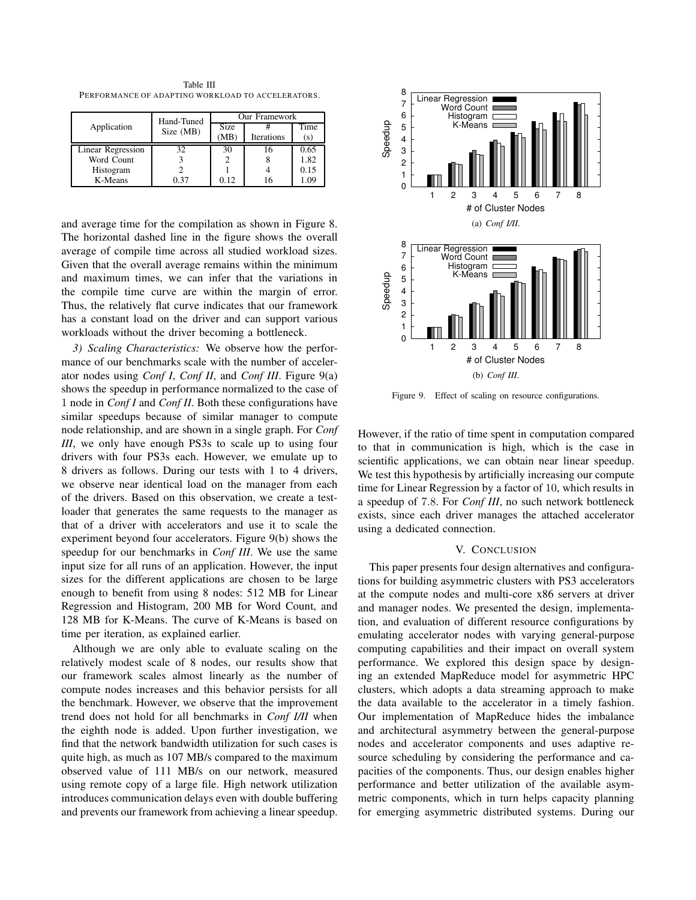Table III
PERFORMANCE OF ADAPTING WORKLOAD TO ACCELERATORS.

| Application | Hand-Tuned Size (MB) | Our Framework | | |
|---|---|---|---|---|
| | | Size (MB) | # Iterations | Time (s) |
| Linear Regression | 32 | 30 | 16 | 0.65 |
| Word Count | 3 | 2 | 8 | 1.82 |
| Histogram | 2 | 1 | 4 | 0.15 |
| K-Means | 0.37 | 0.12 | 16 | 1.09 |

and average time for the compilation as shown in Figure 8. The horizontal dashed line in the figure shows the overall average of compile time across all studied workload sizes. Given that the overall average remains within the minimum and maximum times, we can infer that the variations in the compile time curve are within the margin of error. Thus, the relatively flat curve indicates that our framework has a constant load on the driver and can support various workloads without the driver becoming a bottleneck.

*3) Scaling Characteristics:* We observe how the performance of our benchmarks scale with the number of accelerator nodes using *Conf I*, *Conf II*, and *Conf III*. Figure 9(a) shows the speedup in performance normalized to the case of 1 node in *Conf I* and *Conf II*. Both these configurations have similar speedups because of similar manager to compute node relationship, and are shown in a single graph. For *Conf III*, we only have enough PS3s to scale up to using four drivers with four PS3s each. However, we emulate up to 8 drivers as follows. During our tests with 1 to 4 drivers, we observe near identical load on the manager from each of the drivers. Based on this observation, we create a test-loader that generates the same requests to the manager as that of a driver with accelerators and use it to scale the experiment beyond four accelerators. Figure 9(b) shows the speedup for our benchmarks in *Conf III*. We use the same input size for all runs of an application. However, the input sizes for the different applications are chosen to be large enough to benefit from using 8 nodes: 512 MB for Linear Regression and Histogram, 200 MB for Word Count, and 128 MB for K-Means. The curve of K-Means is based on time per iteration, as explained earlier.

Although we are only able to evaluate scaling on the relatively modest scale of 8 nodes, our results show that our framework scales almost linearly as the number of compute nodes increases and this behavior persists for all the benchmark. However, we observe that the improvement trend does not hold for all benchmarks in *Conf I/II* when the eighth node is added. Upon further investigation, we find that the network bandwidth utilization for such cases is quite high, as much as 107 MB/s compared to the maximum observed value of 111 MB/s on our network, measured using remote copy of a large file. High network utilization introduces communication delays even with double buffering and prevents our framework from achieving a linear speedup.

(a) *Conf I/II*.

(b) *Conf III*.

Figure 9. Effect of scaling on resource configurations.

However, if the ratio of time spent in computation compared to that in communication is high, which is the case in scientific applications, we can obtain near linear speedup. We test this hypothesis by artificially increasing our compute time for Linear Regression by a factor of 10, which results in a speedup of 7.8. For *Conf III*, no such network bottleneck exists, since each driver manages the attached accelerator using a dedicated connection.

## V. CONCLUSION

This paper presents four design alternatives and configurations for building asymmetric clusters with PS3 accelerators at the compute nodes and multi-core x86 servers at driver and manager nodes. We presented the design, implementation, and evaluation of different resource configurations by emulating accelerator nodes with varying general-purpose computing capabilities and their impact on overall system performance. We explored this design space by designing an extended MapReduce model for asymmetric HPC clusters, which adopts a data streaming approach to make the data available to the accelerator in a timely fashion. Our implementation of MapReduce hides the imbalance and architectural asymmetry between the general-purpose nodes and accelerator components and uses adaptive resource scheduling by considering the performance and capacities of the components. Thus, our design enables higher performance and better utilization of the available asymmetric components, which in turn helps capacity planning for emerging asymmetric distributed systems. During our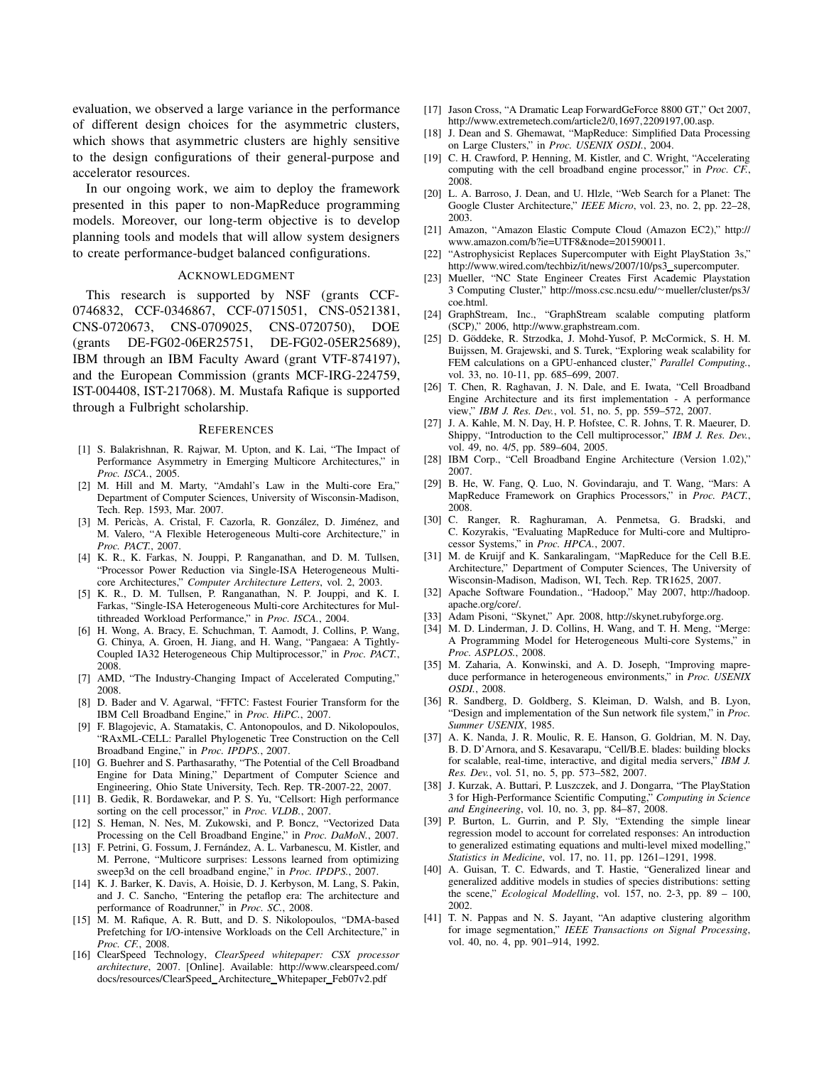evaluation, we observed a large variance in the performance of different design choices for the asymmetric clusters, which shows that asymmetric clusters are highly sensitive to the design configurations of their general-purpose and accelerator resources.

In our ongoing work, we aim to deploy the framework presented in this paper to non-MapReduce programming models. Moreover, our long-term objective is to develop planning tools and models that will allow system designers to create performance-budget balanced configurations.

## Acknowledgment

This research is supported by NSF (grants CCF-0746832, CCF-0346867, CCF-0715051, CNS-0521381, CNS-0720673, CNS-0709025, CNS-0720750), DOE (grants DE-FG02-06ER25751, DE-FG02-05ER25689), IBM through an IBM Faculty Award (grant VTF-874197), and the European Commission (grants MCF-IRG-224759, IST-004408, IST-217068). M. Mustafa Rafique is supported through a Fulbright scholarship.

## References

[1] S. Balakrishnan, R. Rajwar, M. Upton, and K. Lai, "The Impact of Performance Asymmetry in Emerging Multicore Architectures," in *Proc. ISCA.*, 2005.

[2] M. Hill and M. Marty, "Amdahl's Law in the Multi-core Era," Department of Computer Sciences, University of Wisconsin-Madison, Tech. Rep. 1593, Mar. 2007.

[3] M. Pericàs, A. Cristal, F. Cazorla, R. González, D. Jiménez, and M. Valero, "A Flexible Heterogeneous Multi-core Architecture," in *Proc. PACT.*, 2007.

[4] K. R., K. Farkas, N. Jouppi, P. Ranganathan, and D. M. Tullsen, "Processor Power Reduction via Single-ISA Heterogeneous Multi-core Architectures," *Computer Architecture Letters*, vol. 2, 2003.

[5] K. R., D. M. Tullsen, P. Ranganathan, N. P. Jouppi, and K. I. Farkas, "Single-ISA Heterogeneous Multi-core Architectures for Multithreaded Workload Performance," in *Proc. ISCA.*, 2004.

[6] H. Wong, A. Bracy, E. Schuchman, T. Aamodt, J. Collins, P. Wang, G. Chinya, A. Groen, H. Jiang, and H. Wang, "Pangaea: A Tightly-Coupled IA32 Heterogeneous Chip Multiprocessor," in *Proc. PACT.*, 2008.

[7] AMD, "The Industry-Changing Impact of Accelerated Computing," 2008.

[8] D. Bader and V. Agarwal, "FFTC: Fastest Fourier Transform for the IBM Cell Broadband Engine," in *Proc. HiPC.*, 2007.

[9] F. Blagojevic, A. Stamatakis, C. Antonopoulos, and D. Nikolopoulos, "RAxML-CELL: Parallel Phylogenetic Tree Construction on the Cell Broadband Engine," in *Proc. IPDPS.*, 2007.

[10] G. Buehrer and S. Parthasarathy, "The Potential of the Cell Broadband Engine for Data Mining," Department of Computer Science and Engineering, Ohio State University, Tech. Rep. TR-2007-22, 2007.

[11] B. Gedik, R. Bordawekar, and P. S. Yu, "Cellsort: High performance sorting on the cell processor," in *Proc. VLDB.*, 2007.

[12] S. Heman, N. Nes, M. Zukowski, and P. Boncz, "Vectorized Data Processing on the Cell Broadband Engine," in *Proc. DaMoN.*, 2007.

[13] F. Petrini, G. Fossum, J. Fernández, A. L. Varbanescu, M. Kistler, and M. Perrone, "Multicore surprises: Lessons learned from optimizing sweep3d on the cell broadband engine," in *Proc. IPDPS.*, 2007.

[14] K. J. Barker, K. Davis, A. Hoisie, D. J. Kerbyson, M. Lang, S. Pakin, and J. C. Sancho, "Entering the petaflop era: The architecture and performance of Roadrunner," in *Proc. SC.*, 2008.

[15] M. M. Rafique, A. R. Butt, and D. S. Nikolopoulos, "DMA-based Prefetching for I/O-intensive Workloads on the Cell Architecture," in *Proc. CF.*, 2008.

[16] ClearSpeed Technology, *ClearSpeed whitepaper: CSX processor architecture*, 2007. [Online]. Available: http://www.clearspeed.com/docs/resources/ClearSpeed_Architecture_Whitepaper_Feb07v2.pdf

[17] Jason Cross, "A Dramatic Leap ForwardGeForce 8800 GT," Oct 2007, http://www.extremetech.com/article2/0,1697,2209197,00.asp.

[18] J. Dean and S. Ghemawat, "MapReduce: Simplified Data Processing on Large Clusters," in *Proc. USENIX OSDI.*, 2004.

[19] C. H. Crawford, P. Henning, M. Kistler, and C. Wright, "Accelerating computing with the cell broadband engine processor," in *Proc. CF.*, 2008.

[20] L. A. Barroso, J. Dean, and U. Hlzle, "Web Search for a Planet: The Google Cluster Architecture," *IEEE Micro*, vol. 23, no. 2, pp. 22–28, 2003.

[21] Amazon, "Amazon Elastic Compute Cloud (Amazon EC2)," http://www.amazon.com/b?ie=UTF8&node=201590011.

[22] "Astrophysicist Replaces Supercomputer with Eight PlayStation 3s," http://www.wired.com/techbiz/it/news/2007/10/ps3_supercomputer.

[23] Mueller, "NC State Engineer Creates First Academic Playstation 3 Computing Cluster," http://moss.csc.ncsu.edu/~mueller/cluster/ps3/coe.html.

[24] GraphStream, Inc., "GraphStream scalable computing platform (SCP)," 2006, http://www.graphstream.com.

[25] D. Göddeke, R. Strzodka, J. Mohd-Yusof, P. McCormick, S. H. M. Buijssen, M. Grajewski, and S. Turek, "Exploring weak scalability for FEM calculations on a GPU-enhanced cluster," *Parallel Computing.*, vol. 33, no. 10-11, pp. 685–699, 2007.

[26] T. Chen, R. Raghavan, J. N. Dale, and E. Iwata, "Cell Broadband Engine Architecture and its first implementation - A performance view," *IBM J. Res. Dev.*, vol. 51, no. 5, pp. 559–572, 2007.

[27] J. A. Kahle, M. N. Day, H. P. Hofstee, C. R. Johns, T. R. Maeurer, D. Shippy, "Introduction to the Cell multiprocessor," *IBM J. Res. Dev.*, vol. 49, no. 4/5, pp. 589–604, 2005.

[28] IBM Corp., "Cell Broadband Engine Architecture (Version 1.02)," 2007.

[29] B. He, W. Fang, Q. Luo, N. Govindaraju, and T. Wang, "Mars: A MapReduce Framework on Graphics Processors," in *Proc. PACT.*, 2008.

[30] C. Ranger, R. Raghuraman, A. Penmetsa, G. Bradski, and C. Kozyrakis, "Evaluating MapReduce for Multi-core and Multiprocessor Systems," in *Proc. HPCA.*, 2007.

[31] M. de Kruijf and K. Sankaralingam, "MapReduce for the Cell B.E. Architecture," Department of Computer Sciences, The University of Wisconsin-Madison, Madison, WI, Tech. Rep. TR1625, 2007.

[32] Apache Software Foundation., "Hadoop," May 2007, http://hadoop.apache.org/core/.

[33] Adam Pisoni, "Skynet," Apr. 2008, http://skynet.rubyforge.org.

[34] M. D. Linderman, J. D. Collins, H. Wang, and T. H. Meng, "Merge: A Programming Model for Heterogeneous Multi-core Systems," in *Proc. ASPLOS.*, 2008.

[35] M. Zaharia, A. Konwinski, and A. D. Joseph, "Improving mapreduce performance in heterogeneous environments," in *Proc. USENIX OSDI.*, 2008.

[36] R. Sandberg, D. Goldberg, S. Kleiman, D. Walsh, and B. Lyon, "Design and implementation of the Sun network file system," in *Proc. Summer USENIX*, 1985.

[37] A. K. Nanda, J. R. Moulic, R. E. Hanson, G. Goldrian, M. N. Day, B. D. D'Arnora, and S. Kesavarapu, "Cell/B.E. blades: building blocks for scalable, real-time, interactive, and digital media servers," *IBM J. Res. Dev.*, vol. 51, no. 5, pp. 573–582, 2007.

[38] J. Kurzak, A. Buttari, P. Luszczek, and J. Dongarra, "The PlayStation 3 for High-Performance Scientific Computing," *Computing in Science and Engineering*, vol. 10, no. 3, pp. 84–87, 2008.

[39] P. Burton, L. Gurrin, and P. Sly, "Extending the simple linear regression model to account for correlated responses: An introduction to generalized estimating equations and multi-level mixed modelling," *Statistics in Medicine*, vol. 17, no. 11, pp. 1261–1291, 1998.

[40] A. Guisan, T. C. Edwards, and T. Hastie, "Generalized linear and generalized additive models in studies of species distributions: setting the scene," *Ecological Modelling*, vol. 157, no. 2-3, pp. 89 – 100, 2002.

[41] T. N. Pappas and N. S. Jayant, "An adaptive clustering algorithm for image segmentation," *IEEE Transactions on Signal Processing*, vol. 40, no. 4, pp. 901–914, 1992.